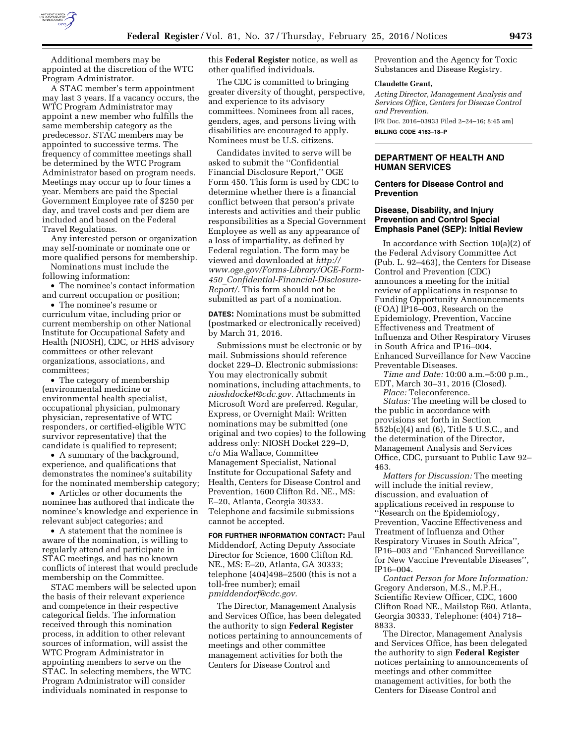Additional members may be appointed at the discretion of the WTC Program Administrator.

A STAC member's term appointment may last 3 years. If a vacancy occurs, the WTC Program Administrator may appoint a new member who fulfills the same membership category as the predecessor. STAC members may be appointed to successive terms. The frequency of committee meetings shall be determined by the WTC Program Administrator based on program needs. Meetings may occur up to four times a year. Members are paid the Special Government Employee rate of $250 per day, and travel costs and per diem are included and based on the Federal Travel Regulations.

Any interested person or organization may self-nominate or nominate one or more qualified persons for membership.

Nominations must include the following information:

- The nominee's contact information and current occupation or position;
- The nominee's resume or curriculum vitae, including prior or current membership on other National Institute for Occupational Safety and Health (NIOSH), CDC, or HHS advisory committees or other relevant organizations, associations, and committees;
- The category of membership (environmental medicine or environmental health specialist, occupational physician, pulmonary physician, representative of WTC responders, or certified-eligible WTC survivor representative) that the candidate is qualified to represent;
- A summary of the background, experience, and qualifications that demonstrates the nominee's suitability for the nominated membership category;
- Articles or other documents the nominee has authored that indicate the nominee's knowledge and experience in relevant subject categories; and
- A statement that the nominee is aware of the nomination, is willing to regularly attend and participate in STAC meetings, and has no known conflicts of interest that would preclude membership on the Committee.

STAC members will be selected upon the basis of their relevant experience and competence in their respective categorical fields. The information received through this nomination process, in addition to other relevant sources of information, will assist the WTC Program Administrator in appointing members to serve on the STAC. In selecting members, the WTC Program Administrator will consider individuals nominated in response to this **Federal Register** notice, as well as other qualified individuals.

The CDC is committed to bringing greater diversity of thought, perspective, and experience to its advisory committees. Nominees from all races, genders, ages, and persons living with disabilities are encouraged to apply. Nominees must be U.S. citizens.

Candidates invited to serve will be asked to submit the ''Confidential Financial Disclosure Report,'' OGE Form 450. This form is used by CDC to determine whether there is a financial conflict between that person's private interests and activities and their public responsibilities as a Special Government Employee as well as any appearance of a loss of impartiality, as defined by Federal regulation. The form may be viewed and downloaded at *http://www.oge.gov/Forms-Library/OGE-Form-450_Confidential-Financial-Disclosure-Report/*. This form should not be submitted as part of a nomination.

**DATES:** Nominations must be submitted (postmarked or electronically received) by March 31, 2016.

Submissions must be electronic or by mail. Submissions should reference docket 229–D. Electronic submissions: You may electronically submit nominations, including attachments, to *nioshdocket@cdc.gov*. Attachments in Microsoft Word are preferred. Regular, Express, or Overnight Mail: Written nominations may be submitted (one original and two copies) to the following address only: NIOSH Docket 229–D, c/o Mia Wallace, Committee Management Specialist, National Institute for Occupational Safety and Health, Centers for Disease Control and Prevention, 1600 Clifton Rd. NE., MS: E–20, Atlanta, Georgia 30333. Telephone and facsimile submissions cannot be accepted.

**FOR FURTHER INFORMATION CONTACT:** Paul Middendorf, Acting Deputy Associate Director for Science, 1600 Clifton Rd. NE., MS: E–20, Atlanta, GA 30333; telephone (404)498–2500 (this is not a toll-free number); email *pmiddendorf@cdc.gov*.

The Director, Management Analysis and Services Office, has been delegated the authority to sign **Federal Register** notices pertaining to announcements of meetings and other committee management activities for both the Centers for Disease Control and Prevention and the Agency for Toxic Substances and Disease Registry.

**Claudette Grant,**

*Acting Director, Management Analysis and Services Office, Centers for Disease Control and Prevention.*

[FR Doc. 2016–03933 Filed 2–24–16; 8:45 am]

**BILLING CODE 4163–18–P**

## DEPARTMENT OF HEALTH AND HUMAN SERVICES

### Centers for Disease Control and Prevention

### Disease, Disability, and Injury Prevention and Control Special Emphasis Panel (SEP): Initial Review

In accordance with Section 10(a)(2) of the Federal Advisory Committee Act (Pub. L. 92–463), the Centers for Disease Control and Prevention (CDC) announces a meeting for the initial review of applications in response to Funding Opportunity Announcements (FOA) IP16–003, Research on the Epidemiology, Prevention, Vaccine Effectiveness and Treatment of Influenza and Other Respiratory Viruses in South Africa and IP16–004, Enhanced Surveillance for New Vaccine Preventable Diseases.

*Time and Date:* 10:00 a.m.–5:00 p.m., EDT, March 30–31, 2016 (Closed).

*Place:* Teleconference.

*Status:* The meeting will be closed to the public in accordance with provisions set forth in Section 552b(c)(4) and (6), Title 5 U.S.C., and the determination of the Director, Management Analysis and Services Office, CDC, pursuant to Public Law 92–463.

*Matters for Discussion:* The meeting will include the initial review, discussion, and evaluation of applications received in response to ''Research on the Epidemiology, Prevention, Vaccine Effectiveness and Treatment of Influenza and Other Respiratory Viruses in South Africa'', IP16–003 and ''Enhanced Surveillance for New Vaccine Preventable Diseases'', IP16–004.

*Contact Person for More Information:* Gregory Anderson, M.S., M.P.H., Scientific Review Officer, CDC, 1600 Clifton Road NE., Mailstop E60, Atlanta, Georgia 30333, Telephone: (404) 718–8833.

The Director, Management Analysis and Services Office, has been delegated the authority to sign **Federal Register** notices pertaining to announcements of meetings and other committee management activities, for both the Centers for Disease Control and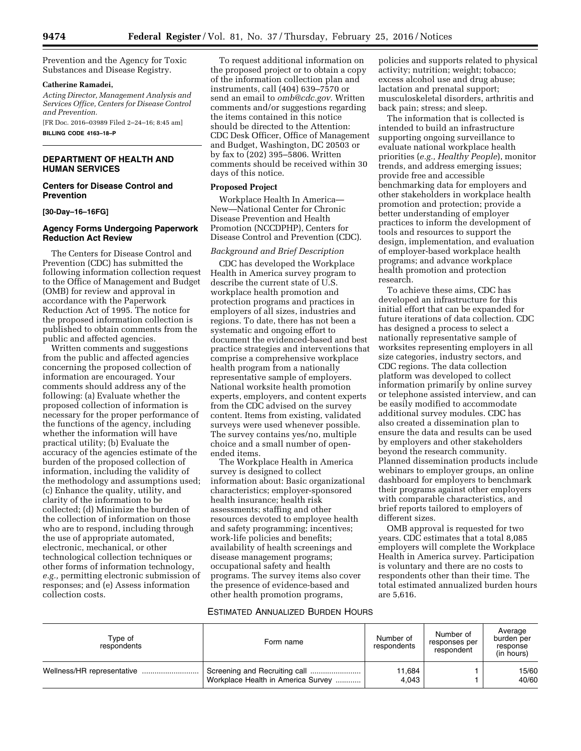Prevention and the Agency for Toxic Substances and Disease Registry.

**Catherine Ramadei,**

*Acting Director, Management Analysis and Services Office, Centers for Disease Control and Prevention.*

[FR Doc. 2016–03989 Filed 2–24–16; 8:45 am]

**BILLING CODE 4163–18–P**

## DEPARTMENT OF HEALTH AND HUMAN SERVICES

### Centers for Disease Control and Prevention

**[30-Day–16–16FG]**

### Agency Forms Undergoing Paperwork Reduction Act Review

The Centers for Disease Control and Prevention (CDC) has submitted the following information collection request to the Office of Management and Budget (OMB) for review and approval in accordance with the Paperwork Reduction Act of 1995. The notice for the proposed information collection is published to obtain comments from the public and affected agencies.

Written comments and suggestions from the public and affected agencies concerning the proposed collection of information are encouraged. Your comments should address any of the following: (a) Evaluate whether the proposed collection of information is necessary for the proper performance of the functions of the agency, including whether the information will have practical utility; (b) Evaluate the accuracy of the agencies estimate of the burden of the proposed collection of information, including the validity of the methodology and assumptions used; (c) Enhance the quality, utility, and clarity of the information to be collected; (d) Minimize the burden of the collection of information on those who are to respond, including through the use of appropriate automated, electronic, mechanical, or other technological collection techniques or other forms of information technology, *e.g.,* permitting electronic submission of responses; and (e) Assess information collection costs.

To request additional information on the proposed project or to obtain a copy of the information collection plan and instruments, call (404) 639–7570 or send an email to *omb@cdc.gov.* Written comments and/or suggestions regarding the items contained in this notice should be directed to the Attention: CDC Desk Officer, Office of Management and Budget, Washington, DC 20503 or by fax to (202) 395–5806. Written comments should be received within 30 days of this notice.

**Proposed Project**

Workplace Health In America—New—National Center for Chronic Disease Prevention and Health Promotion (NCCDPHP), Centers for Disease Control and Prevention (CDC).

*Background and Brief Description*

CDC has developed the Workplace Health in America survey program to describe the current state of U.S. workplace health promotion and protection programs and practices in employers of all sizes, industries and regions. To date, there has not been a systematic and ongoing effort to document the evidenced-based and best practice strategies and interventions that comprise a comprehensive workplace health program from a nationally representative sample of employers. National worksite health promotion experts, employers, and content experts from the CDC advised on the survey content. Items from existing, validated surveys were used whenever possible. The survey contains yes/no, multiple choice and a small number of open-ended items.

The Workplace Health in America survey is designed to collect information about: Basic organizational characteristics; employer-sponsored health insurance; health risk assessments; staffing and other resources devoted to employee health and safety programming; incentives; work-life policies and benefits; availability of health screenings and disease management programs; occupational safety and health programs. The survey items also cover the presence of evidence-based and other health promotion programs, policies and supports related to physical activity; nutrition; weight; tobacco; excess alcohol use and drug abuse; lactation and prenatal support; musculoskeletal disorders, arthritis and back pain; stress; and sleep.

The information that is collected is intended to build an infrastructure supporting ongoing surveillance to evaluate national workplace health priorities (*e.g., Healthy People*), monitor trends, and address emerging issues; provide free and accessible benchmarking data for employers and other stakeholders in workplace health promotion and protection; provide a better understanding of employer practices to inform the development of tools and resources to support the design, implementation, and evaluation of employer-based workplace health programs; and advance workplace health promotion and protection research.

To achieve these aims, CDC has developed an infrastructure for this initial effort that can be expanded for future iterations of data collection. CDC has designed a process to select a nationally representative sample of worksites representing employers in all size categories, industry sectors, and CDC regions. The data collection platform was developed to collect information primarily by online survey or telephone assisted interview, and can be easily modified to accommodate additional survey modules. CDC has also created a dissemination plan to ensure the data and results can be used by employers and other stakeholders beyond the research community. Planned dissemination products include webinars to employer groups, an online dashboard for employers to benchmark their programs against other employers with comparable characteristics, and brief reports tailored to employers of different sizes.

OMB approval is requested for two years. CDC estimates that a total 8,085 employers will complete the Workplace Health in America survey. Participation is voluntary and there are no costs to respondents other than their time. The total estimated annualized burden hours are 5,616.

ESTIMATED ANNUALIZED BURDEN HOURS

| Type of respondents | Form name | Number of respondents | Number of responses per respondent | Average burden per response (in hours) |
|---|---|---|---|---|
| Wellness/HR representative | Screening and Recruiting call | 11,684 | 1 | 15/60 |
| | Workplace Health in America Survey | 4,043 | 1 | 40/60 |